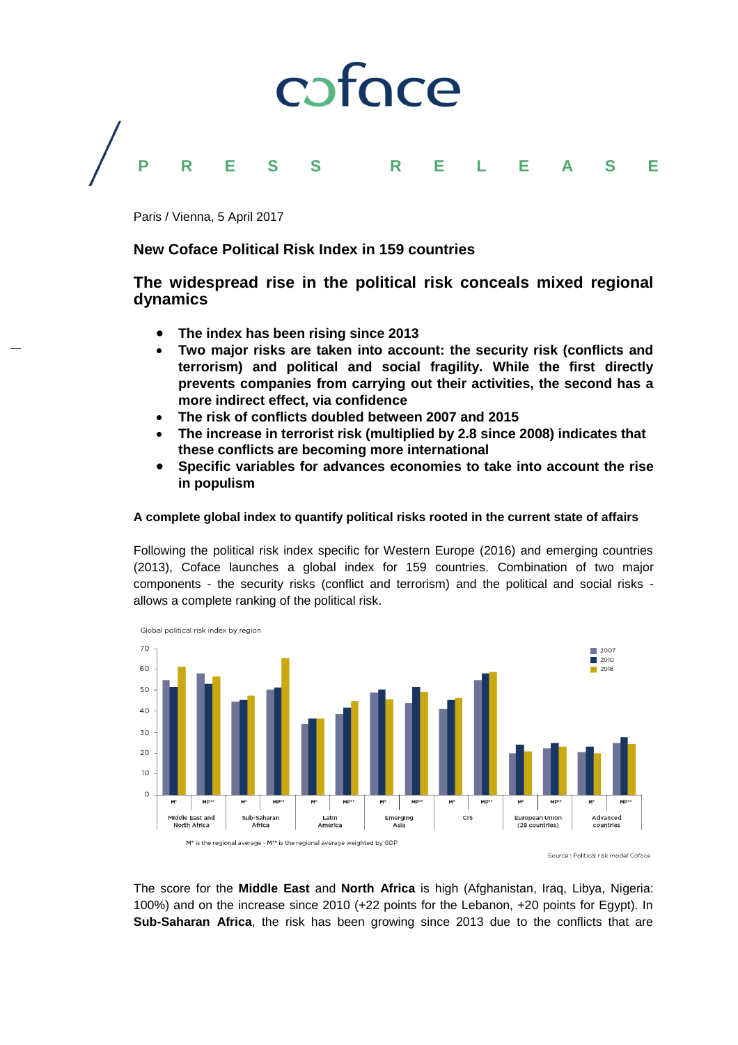coface

PRESS RELEASE

Paris / Vienna, 5 April 2017

**New Coface Political Risk Index in 159 countries**

## The widespread rise in the political risk conceals mixed regional dynamics

- **The index has been rising since 2013**
- **Two major risks are taken into account: the security risk (conflicts and terrorism) and political and social fragility. While the first directly prevents companies from carrying out their activities, the second has a more indirect effect, via confidence**
- **The risk of conflicts doubled between 2007 and 2015**
- **The increase in terrorist risk (multiplied by 2.8 since 2008) indicates that these conflicts are becoming more international**
- **Specific variables for advances economies to take into account the rise in populism**

**A complete global index to quantify political risks rooted in the current state of affairs**

Following the political risk index specific for Western Europe (2016) and emerging countries (2013), Coface launches a global index for 159 countries. Combination of two major components - the security risks (conflict and terrorism) and the political and social risks - allows a complete ranking of the political risk.

Global political risk index by region

| Region | Measure | 2007 | 2010 | 2016 |
|---|---|---|---|---|
| Middle East and North Africa | M* | 55 | 51 | 61 |
| | MP** | 58 | 53 | 56 |
| Sub-Saharan Africa | M* | 44 | 45 | 47 |
| | MP** | 50 | 51 | 65 |
| Latin America | M* | 34 | 36 | 36 |
| | MP** | 38 | 41 | 45 |
| Emerging Asia | M* | 49 | 50 | 45 |
| | MP** | 44 | 51 | 49 |
| CIS | M* | 41 | 45 | 46 |
| | MP** | 55 | 58 | 59 |
| European Union (28 countries) | M* | 20 | 24 | 21 |
| | MP** | 22 | 25 | 23 |
| Advanced countries | M* | 21 | 23 | 20 |
| | MP** | 25 | 27 | 24 |

M* is the regional average - M** is the regional average weighted by GDP

Source : Political risk model Coface

The score for the **Middle East** and **North Africa** is high (Afghanistan, Iraq, Libya, Nigeria: 100%) and on the increase since 2010 (+22 points for the Lebanon, +20 points for Egypt). In **Sub-Saharan Africa**, the risk has been growing since 2013 due to the conflicts that are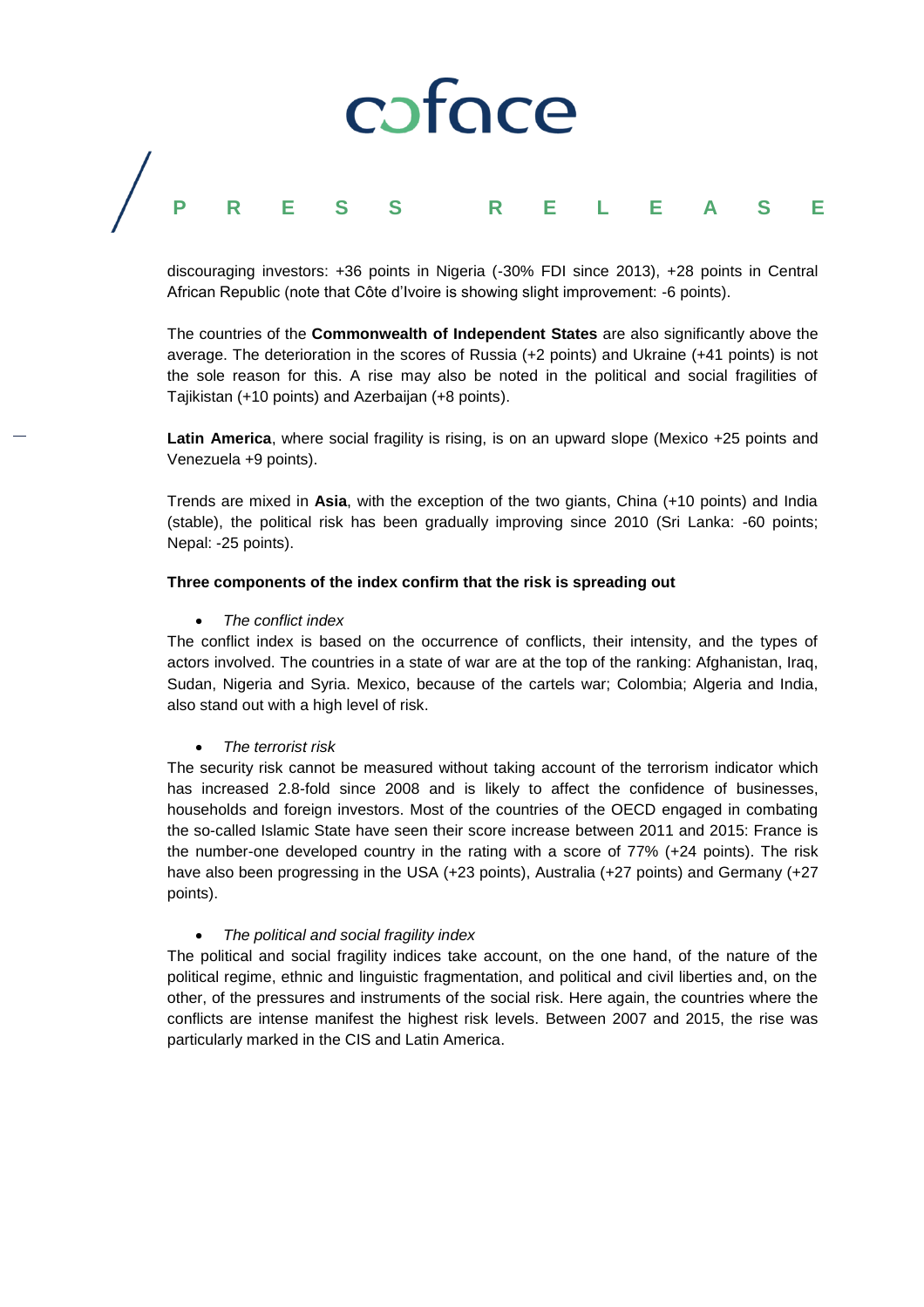discouraging investors: +36 points in Nigeria (-30% FDI since 2013), +28 points in Central African Republic (note that Côte d'Ivoire is showing slight improvement: -6 points).

The countries of the **Commonwealth of Independent States** are also significantly above the average. The deterioration in the scores of Russia (+2 points) and Ukraine (+41 points) is not the sole reason for this. A rise may also be noted in the political and social fragilities of Tajikistan (+10 points) and Azerbaijan (+8 points).

**Latin America**, where social fragility is rising, is on an upward slope (Mexico +25 points and Venezuela +9 points).

Trends are mixed in **Asia**, with the exception of the two giants, China (+10 points) and India (stable), the political risk has been gradually improving since 2010 (Sri Lanka: -60 points; Nepal: -25 points).

**Three components of the index confirm that the risk is spreading out**

- *The conflict index*

The conflict index is based on the occurrence of conflicts, their intensity, and the types of actors involved. The countries in a state of war are at the top of the ranking: Afghanistan, Iraq, Sudan, Nigeria and Syria. Mexico, because of the cartels war; Colombia; Algeria and India, also stand out with a high level of risk.

- *The terrorist risk*

The security risk cannot be measured without taking account of the terrorism indicator which has increased 2.8-fold since 2008 and is likely to affect the confidence of businesses, households and foreign investors. Most of the countries of the OECD engaged in combating the so-called Islamic State have seen their score increase between 2011 and 2015: France is the number-one developed country in the rating with a score of 77% (+24 points). The risk have also been progressing in the USA (+23 points), Australia (+27 points) and Germany (+27 points).

- *The political and social fragility index*

The political and social fragility indices take account, on the one hand, of the nature of the political regime, ethnic and linguistic fragmentation, and political and civil liberties and, on the other, of the pressures and instruments of the social risk. Here again, the countries where the conflicts are intense manifest the highest risk levels. Between 2007 and 2015, the rise was particularly marked in the CIS and Latin America.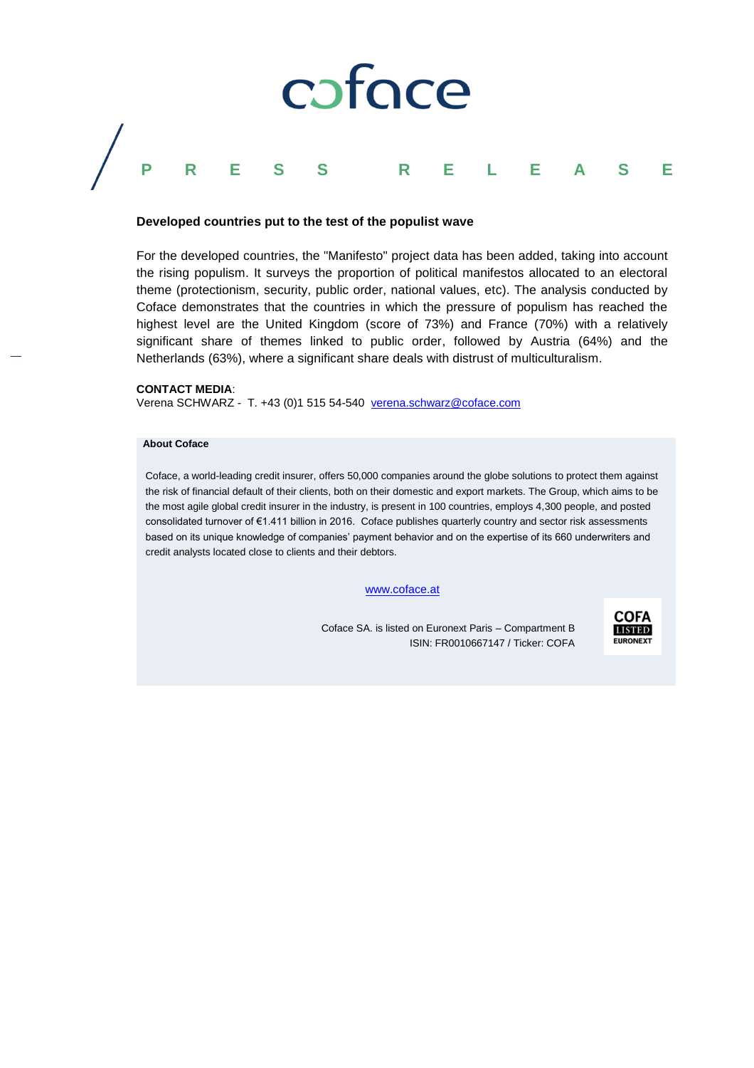**Developed countries put to the test of the populist wave**

For the developed countries, the "Manifesto" project data has been added, taking into account the rising populism. It surveys the proportion of political manifestos allocated to an electoral theme (protectionism, security, public order, national values, etc). The analysis conducted by Coface demonstrates that the countries in which the pressure of populism has reached the highest level are the United Kingdom (score of 73%) and France (70%) with a relatively significant share of themes linked to public order, followed by Austria (64%) and the Netherlands (63%), where a significant share deals with distrust of multiculturalism.

**CONTACT MEDIA**:
Verena SCHWARZ - T. +43 (0)1 515 54-540 verena.schwarz@coface.com

**About Coface**

Coface, a world-leading credit insurer, offers 50,000 companies around the globe solutions to protect them against the risk of financial default of their clients, both on their domestic and export markets. The Group, which aims to be the most agile global credit insurer in the industry, is present in 100 countries, employs 4,300 people, and posted consolidated turnover of €1.411 billion in 2016. Coface publishes quarterly country and sector risk assessments based on its unique knowledge of companies' payment behavior and on the expertise of its 660 underwriters and credit analysts located close to clients and their debtors.

www.coface.at

Coface SA. is listed on Euronext Paris – Compartment B
ISIN: FR0010667147 / Ticker: COFA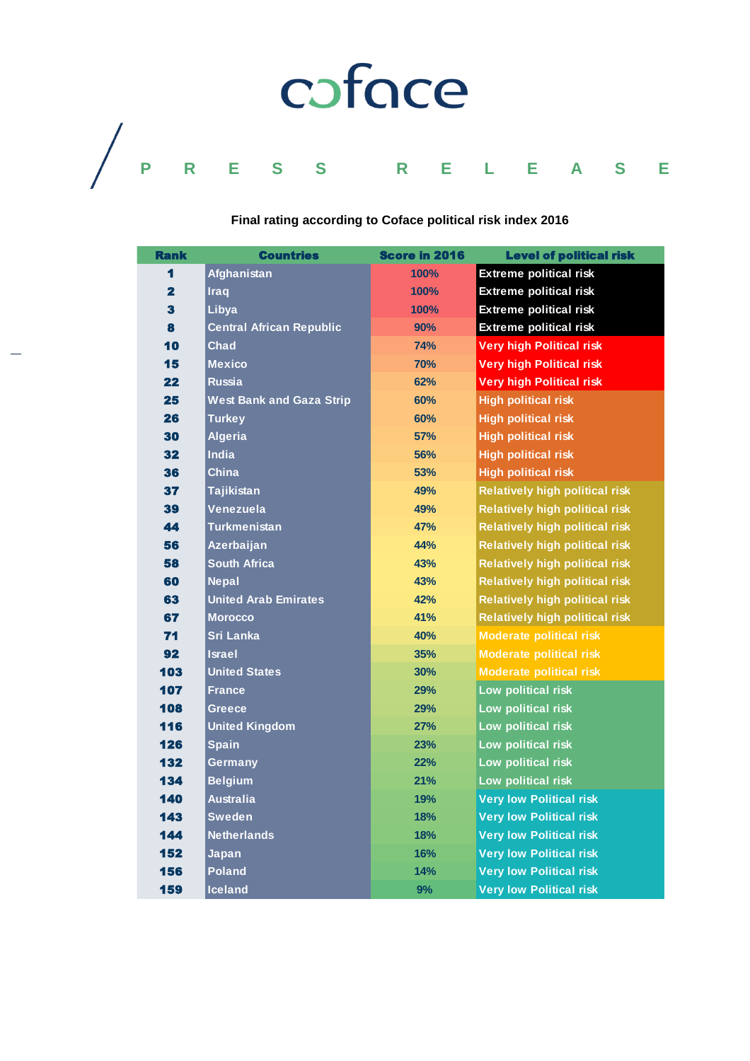coface

PRESS RELEASE

**Final rating according to Coface political risk index 2016**

| Rank | Countries | Score in 2016 | Level of political risk |
|---|---|---|---|
| 1 | Afghanistan | 100% | Extreme political risk |
| 2 | Iraq | 100% | Extreme political risk |
| 3 | Libya | 100% | Extreme political risk |
| 8 | Central African Republic | 90% | Extreme political risk |
| 10 | Chad | 74% | Very high Political risk |
| 15 | Mexico | 70% | Very high Political risk |
| 22 | Russia | 62% | Very high Political risk |
| 25 | West Bank and Gaza Strip | 60% | High political risk |
| 26 | Turkey | 60% | High political risk |
| 30 | Algeria | 57% | High political risk |
| 32 | India | 56% | High political risk |
| 36 | China | 53% | High political risk |
| 37 | Tajikistan | 49% | Relatively high political risk |
| 39 | Venezuela | 49% | Relatively high political risk |
| 44 | Turkmenistan | 47% | Relatively high political risk |
| 56 | Azerbaijan | 44% | Relatively high political risk |
| 58 | South Africa | 43% | Relatively high political risk |
| 60 | Nepal | 43% | Relatively high political risk |
| 63 | United Arab Emirates | 42% | Relatively high political risk |
| 67 | Morocco | 41% | Relatively high political risk |
| 71 | Sri Lanka | 40% | Moderate political risk |
| 92 | Israel | 35% | Moderate political risk |
| 103 | United States | 30% | Moderate political risk |
| 107 | France | 29% | Low political risk |
| 108 | Greece | 29% | Low political risk |
| 116 | United Kingdom | 27% | Low political risk |
| 126 | Spain | 23% | Low political risk |
| 132 | Germany | 22% | Low political risk |
| 134 | Belgium | 21% | Low political risk |
| 140 | Australia | 19% | Very low Political risk |
| 143 | Sweden | 18% | Very low Political risk |
| 144 | Netherlands | 18% | Very low Political risk |
| 152 | Japan | 16% | Very low Political risk |
| 156 | Poland | 14% | Very low Political risk |
| 159 | Iceland | 9% | Very low Political risk |